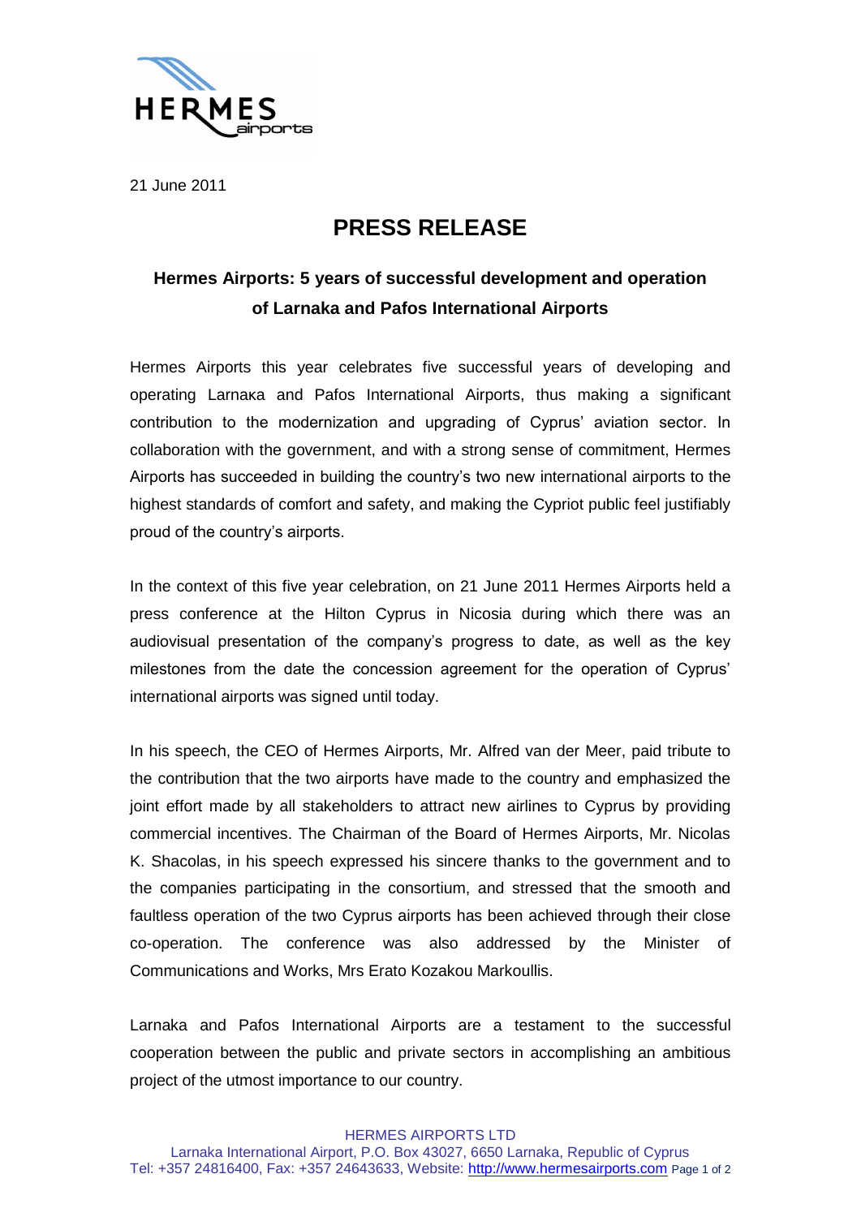21 June 2011

# PRESS RELEASE

## Hermes Airports: 5 years of successful development and operation of Larnaka and Pafos International Airports

Hermes Airports this year celebrates five successful years of developing and operating Larnaka and Pafos International Airports, thus making a significant contribution to the modernization and upgrading of Cyprus' aviation sector. In collaboration with the government, and with a strong sense of commitment, Hermes Airports has succeeded in building the country's two new international airports to the highest standards of comfort and safety, and making the Cypriot public feel justifiably proud of the country's airports.

In the context of this five year celebration, on 21 June 2011 Hermes Airports held a press conference at the Hilton Cyprus in Nicosia during which there was an audiovisual presentation of the company's progress to date, as well as the key milestones from the date the concession agreement for the operation of Cyprus' international airports was signed until today.

In his speech, the CEO of Hermes Airports, Mr. Alfred van der Meer, paid tribute to the contribution that the two airports have made to the country and emphasized the joint effort made by all stakeholders to attract new airlines to Cyprus by providing commercial incentives. The Chairman of the Board of Hermes Airports, Mr. Nicolas K. Shacolas, in his speech expressed his sincere thanks to the government and to the companies participating in the consortium, and stressed that the smooth and faultless operation of the two Cyprus airports has been achieved through their close co-operation. The conference was also addressed by the Minister of Communications and Works, Mrs Erato Kozakou Markoullis.

Larnaka and Pafos International Airports are a testament to the successful cooperation between the public and private sectors in accomplishing an ambitious project of the utmost importance to our country.

HERMES AIRPORTS LTD
Larnaka International Airport, P.O. Box 43027, 6650 Larnaka, Republic of Cyprus
Tel: +357 24816400, Fax: +357 24643633, Website: http://www.hermesairports.com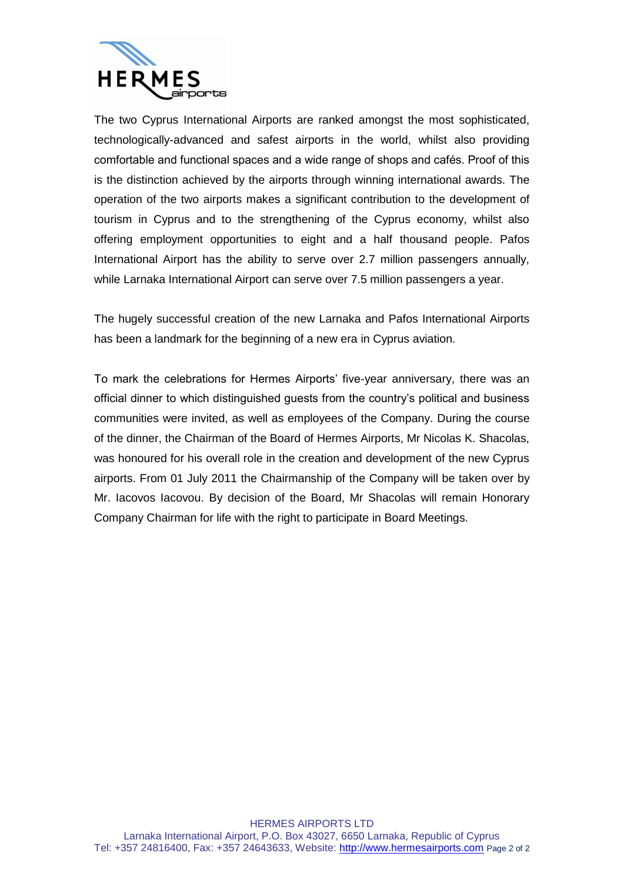The two Cyprus International Airports are ranked amongst the most sophisticated, technologically-advanced and safest airports in the world, whilst also providing comfortable and functional spaces and a wide range of shops and cafés. Proof of this is the distinction achieved by the airports through winning international awards. The operation of the two airports makes a significant contribution to the development of tourism in Cyprus and to the strengthening of the Cyprus economy, whilst also offering employment opportunities to eight and a half thousand people. Pafos International Airport has the ability to serve over 2.7 million passengers annually, while Larnaka International Airport can serve over 7.5 million passengers a year.

The hugely successful creation of the new Larnaka and Pafos International Airports has been a landmark for the beginning of a new era in Cyprus aviation.

To mark the celebrations for Hermes Airports' five-year anniversary, there was an official dinner to which distinguished guests from the country's political and business communities were invited, as well as employees of the Company. During the course of the dinner, the Chairman of the Board of Hermes Airports, Mr Nicolas K. Shacolas, was honoured for his overall role in the creation and development of the new Cyprus airports. From 01 July 2011 the Chairmanship of the Company will be taken over by Mr. Iacovos Iacovou. By decision of the Board, Mr Shacolas will remain Honorary Company Chairman for life with the right to participate in Board Meetings.